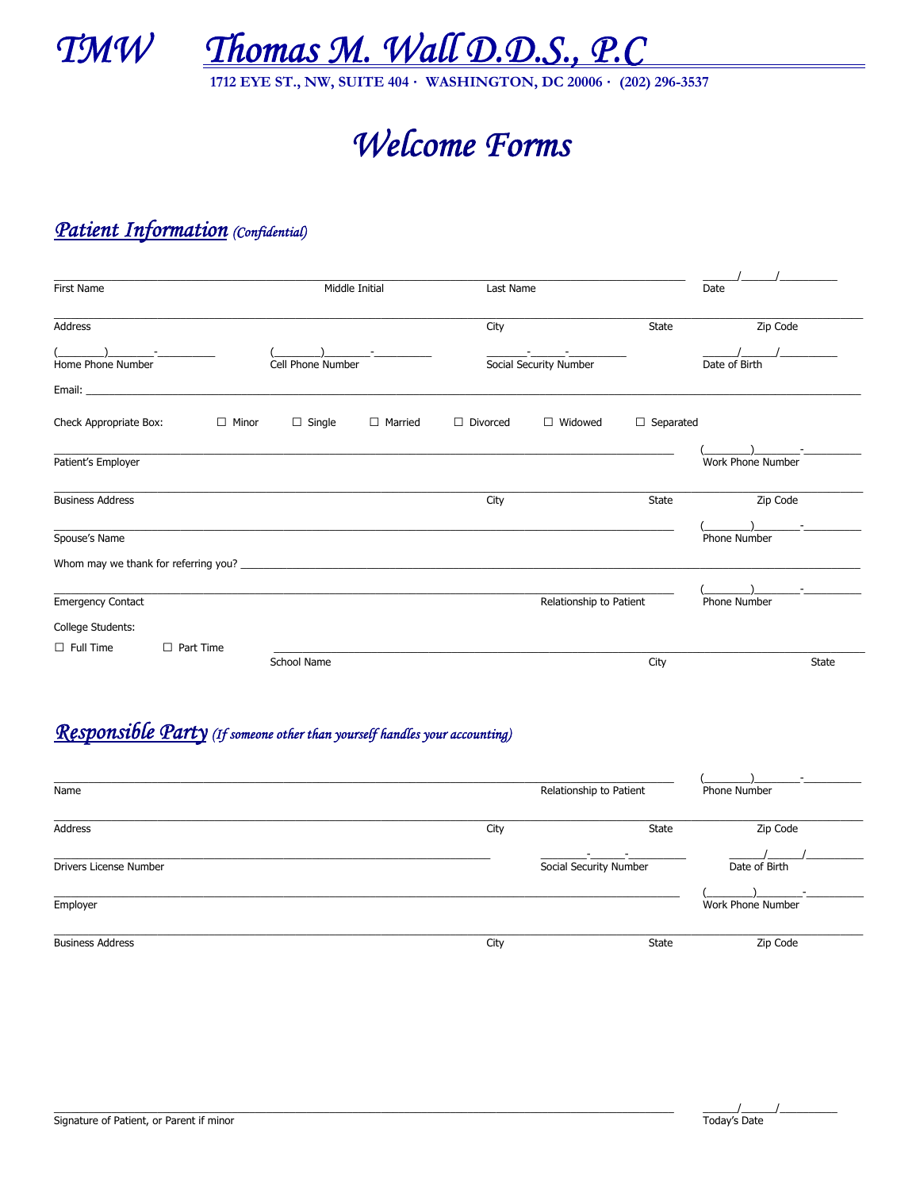# TMW Thomas M. Wall D.D.S., P.C

**1712 EYE ST., NW, SUITE 404 · WASHINGTON, DC 20006 · (202) 296-3537**

# Welcome Forms

## Patient Information *(Confidential)*

First Name ____________ Middle Initial ____________ Last Name ____________ Date ____/____/________

Address ____________ City ____________ State ____________ Zip Code ____________

Home Phone Number (______)______-________ Cell Phone Number (______)______-________ Social Security Number ______-______-________ Date of Birth ____/____/________

Email: ______________________________

Check Appropriate Box: ☐ Minor ☐ Single ☐ Married ☐ Divorced ☐ Widowed ☐ Separated

Patient's Employer ______________________________ Work Phone Number (______)______-________

Business Address ____________ City ____________ State ____________ Zip Code ____________

Spouse's Name ______________________________ Phone Number (______)______-________

Whom may we thank for referring you? ______________________________

Emergency Contact ____________ Relationship to Patient ____________ Phone Number (______)______-________

College Students:

☐ Full Time ☐ Part Time School Name ____________ City ____________ State ____________

## Responsible Party *(If someone other than yourself handles your accounting)*

Name ____________ Relationship to Patient ____________ Phone Number (______)______-________

Address ____________ City ____________ State ____________ Zip Code ____________

Drivers License Number ____________ Social Security Number ______-______-________ Date of Birth ____/____/________

Employer ______________________________ Work Phone Number (______)______-________

Business Address ____________ City ____________ State ____________ Zip Code ____________

Signature of Patient, or Parent if minor ______________________________ Today's Date ____/____/________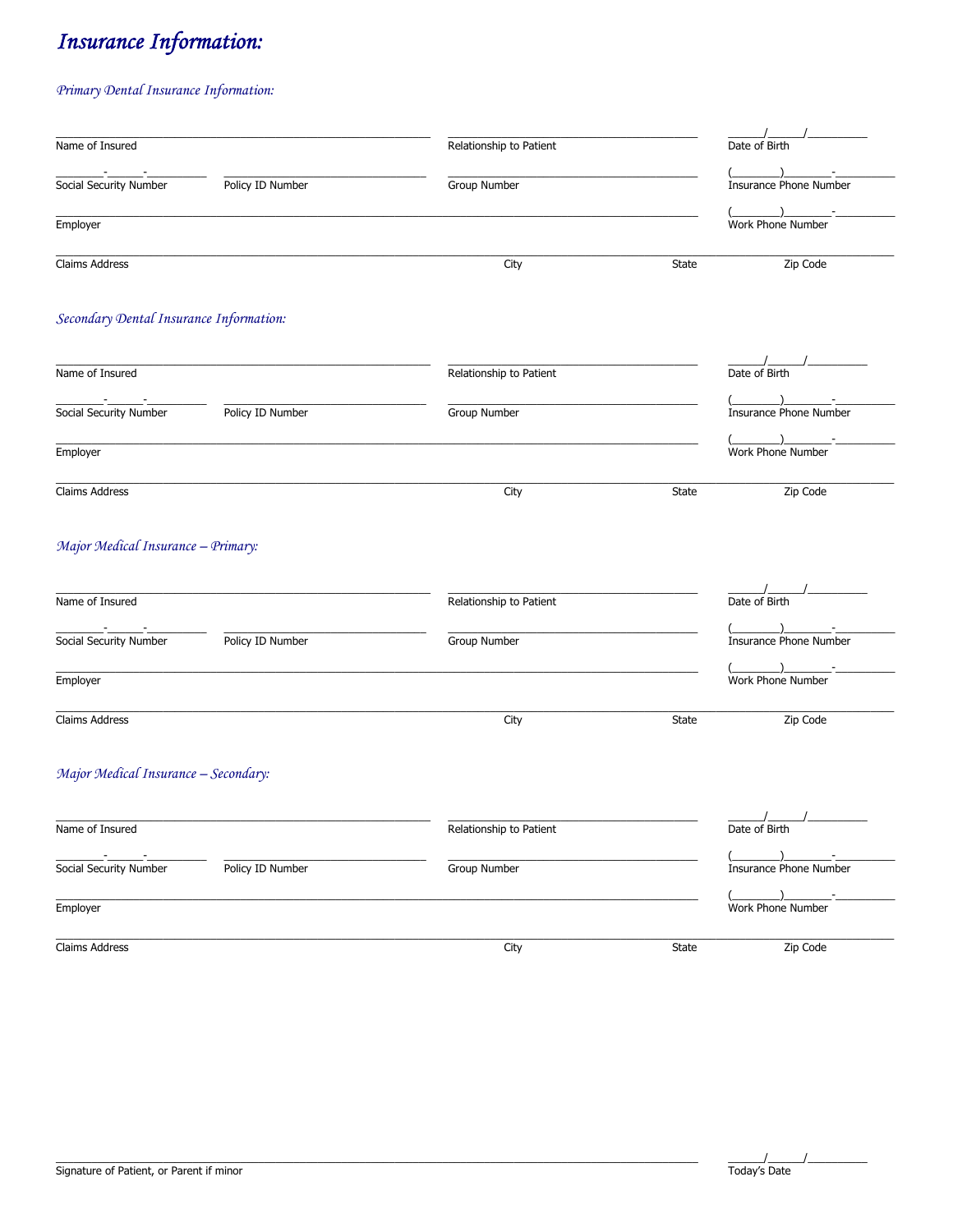# Insurance Information:

### Primary Dental Insurance Information:

______________________________ ______________________________ ____/____/______
Name of Insured | Relationship to Patient | Date of Birth

_____-____-______ ______________________________ ______________________________ (______)______-______
Social Security Number | Policy ID Number | Group Number | Insurance Phone Number

__________________________________________________________ (______)______-______
Employer | Work Phone Number

__________________________________________________________________________
Claims Address | City | State | Zip Code

### Secondary Dental Insurance Information:

______________________________ ______________________________ ____/____/______
Name of Insured | Relationship to Patient | Date of Birth

_____-____-______ ______________________________ ______________________________ (______)______-______
Social Security Number | Policy ID Number | Group Number | Insurance Phone Number

__________________________________________________________ (______)______-______
Employer | Work Phone Number

__________________________________________________________________________
Claims Address | City | State | Zip Code

### Major Medical Insurance – Primary:

______________________________ ______________________________ ____/____/______
Name of Insured | Relationship to Patient | Date of Birth

_____-____-______ ______________________________ ______________________________ (______)______-______
Social Security Number | Policy ID Number | Group Number | Insurance Phone Number

__________________________________________________________ (______)______-______
Employer | Work Phone Number

__________________________________________________________________________
Claims Address | City | State | Zip Code

### Major Medical Insurance – Secondary:

______________________________ ______________________________ ____/____/______
Name of Insured | Relationship to Patient | Date of Birth

_____-____-______ ______________________________ ______________________________ (______)______-______
Social Security Number | Policy ID Number | Group Number | Insurance Phone Number

__________________________________________________________ (______)______-______
Employer | Work Phone Number

__________________________________________________________________________
Claims Address | City | State | Zip Code

__________________________________________________________ ____/____/______
Signature of Patient, or Parent if minor | Today's Date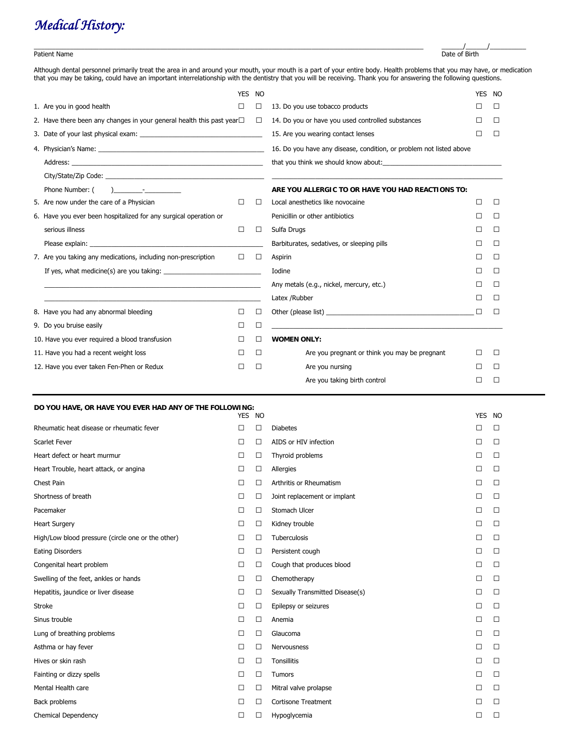# *Medical History:*

Patient Name ________________________________________ Date of Birth ______/______/__________

Although dental personnel primarily treat the area in and around your mouth, your mouth is a part of your entire body. Health problems that you may have, or medication that you may be taking, could have an important interrelationship with the dentistry that you will be receiving. Thank you for answering the following questions.

| | YES | NO |
|---|---|---|
| 1. Are you in good health | ☐ | ☐ |
| 2. Have there been any changes in your general health this past year | ☐ | ☐ |
| 3. Date of your last physical exam: ______________________________ | | |
| 4. Physician's Name: ______________________________ | | |
| Address: ______________________________ | | |
| City/State/Zip Code: ______________________________ | | |
| Phone Number: ( )________-__________ | | |
| 5. Are now under the care of a Physician | ☐ | ☐ |
| 6. Have you ever been hospitalized for any surgical operation or serious illness | ☐ | ☐ |
| Please explain: ______________________________ | | |
| 7. Are you taking any medications, including non-prescription | ☐ | ☐ |
| If yes, what medicine(s) are you taking: ______________________________ | | |
| 8. Have you had any abnormal bleeding | ☐ | ☐ |
| 9. Do you bruise easily | ☐ | ☐ |
| 10. Have you ever required a blood transfusion | ☐ | ☐ |
| 11. Have you had a recent weight loss | ☐ | ☐ |
| 12. Have you ever taken Fen-Phen or Redux | ☐ | ☐ |
| 13. Do you use tobacco products | ☐ | ☐ |
| 14. Do you or have you used controlled substances | ☐ | ☐ |
| 15. Are you wearing contact lenses | ☐ | ☐ |
| 16. Do you have any disease, condition, or problem not listed above that you think we should know about: ______________________________ | | |

**ARE YOU ALLERGIC TO OR HAVE YOU HAD REACTIONS TO:**

| | YES | NO |
|---|---|---|
| Local anesthetics like novocaine | ☐ | ☐ |
| Penicillin or other antibiotics | ☐ | ☐ |
| Sulfa Drugs | ☐ | ☐ |
| Barbiturates, sedatives, or sleeping pills | ☐ | ☐ |
| Aspirin | ☐ | ☐ |
| Iodine | ☐ | ☐ |
| Any metals (e.g., nickel, mercury, etc.) | ☐ | ☐ |
| Latex /Rubber | ☐ | ☐ |
| Other (please list) ______________________________ | ☐ | ☐ |

**WOMEN ONLY:**

| | YES | NO |
|---|---|---|
| Are you pregnant or think you may be pregnant | ☐ | ☐ |
| Are you nursing | ☐ | ☐ |
| Are you taking birth control | ☐ | ☐ |

**DO YOU HAVE, OR HAVE YOU EVER HAD ANY OF THE FOLLOWING:**

| | YES | NO |
|---|---|---|
| Rheumatic heat disease or rheumatic fever | ☐ | ☐ |
| Scarlet Fever | ☐ | ☐ |
| Heart defect or heart murmur | ☐ | ☐ |
| Heart Trouble, heart attack, or angina | ☐ | ☐ |
| Chest Pain | ☐ | ☐ |
| Shortness of breath | ☐ | ☐ |
| Pacemaker | ☐ | ☐ |
| Heart Surgery | ☐ | ☐ |
| High/Low blood pressure (circle one or the other) | ☐ | ☐ |
| Eating Disorders | ☐ | ☐ |
| Congenital heart problem | ☐ | ☐ |
| Swelling of the feet, ankles or hands | ☐ | ☐ |
| Hepatitis, jaundice or liver disease | ☐ | ☐ |
| Stroke | ☐ | ☐ |
| Sinus trouble | ☐ | ☐ |
| Lung of breathing problems | ☐ | ☐ |
| Asthma or hay fever | ☐ | ☐ |
| Hives or skin rash | ☐ | ☐ |
| Fainting or dizzy spells | ☐ | ☐ |
| Mental Health care | ☐ | ☐ |
| Back problems | ☐ | ☐ |
| Chemical Dependency | ☐ | ☐ |
| Diabetes | ☐ | ☐ |
| AIDS or HIV infection | ☐ | ☐ |
| Thyroid problems | ☐ | ☐ |
| Allergies | ☐ | ☐ |
| Arthritis or Rheumatism | ☐ | ☐ |
| Joint replacement or implant | ☐ | ☐ |
| Stomach Ulcer | ☐ | ☐ |
| Kidney trouble | ☐ | ☐ |
| Tuberculosis | ☐ | ☐ |
| Persistent cough | ☐ | ☐ |
| Cough that produces blood | ☐ | ☐ |
| Chemotherapy | ☐ | ☐ |
| Sexually Transmitted Disease(s) | ☐ | ☐ |
| Epilepsy or seizures | ☐ | ☐ |
| Anemia | ☐ | ☐ |
| Glaucoma | ☐ | ☐ |
| Nervousness | ☐ | ☐ |
| Tonsillitis | ☐ | ☐ |
| Tumors | ☐ | ☐ |
| Mitral valve prolapse | ☐ | ☐ |
| Cortisone Treatment | ☐ | ☐ |
| Hypoglycemia | ☐ | ☐ |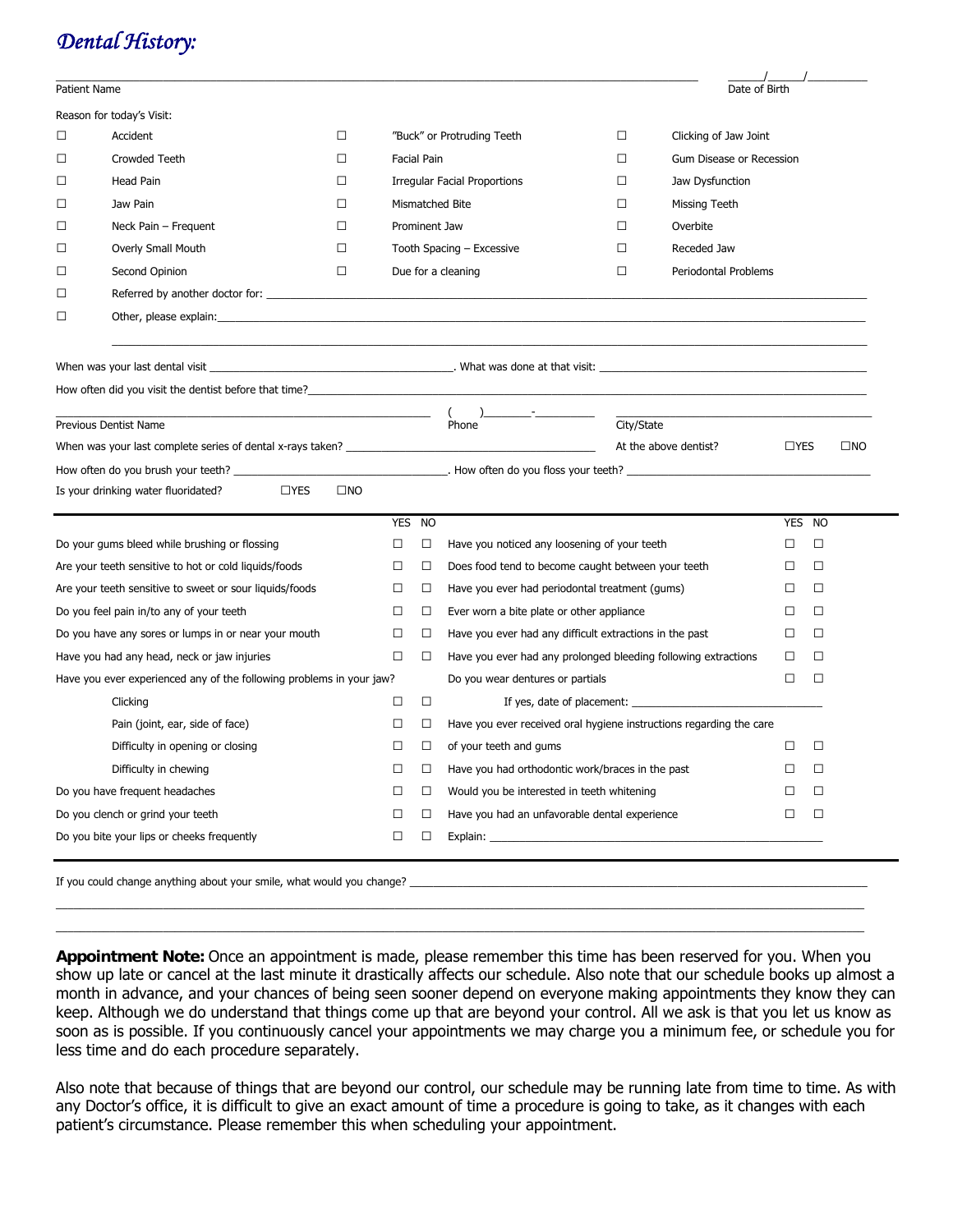# *Dental History:*

Patient Name ______________________________ Date of Birth _____/_____/_________

Reason for today's Visit:

| | | | | | |
|---|---|---|---|---|---|
| ☐ | Accident | ☐ | "Buck" or Protruding Teeth | ☐ | Clicking of Jaw Joint |
| ☐ | Crowded Teeth | ☐ | Facial Pain | ☐ | Gum Disease or Recession |
| ☐ | Head Pain | ☐ | Irregular Facial Proportions | ☐ | Jaw Dysfunction |
| ☐ | Jaw Pain | ☐ | Mismatched Bite | ☐ | Missing Teeth |
| ☐ | Neck Pain – Frequent | ☐ | Prominent Jaw | ☐ | Overbite |
| ☐ | Overly Small Mouth | ☐ | Tooth Spacing – Excessive | ☐ | Receded Jaw |
| ☐ | Second Opinion | ☐ | Due for a cleaning | ☐ | Periodontal Problems |

☐ Referred by another doctor for: ______________________________

☐ Other, please explain: ______________________________

When was your last dental visit ______________________. What was done at that visit: ______________________

How often did you visit the dentist before that time? ______________________

Previous Dentist Name ______________________ Phone ( ) _____-_______ City/State ______________________

When was your last complete series of dental x-rays taken? ______________________ At the above dentist? ☐YES ☐NO

How often do you brush your teeth? ______________________. How often do you floss your teeth? ______________________

Is your drinking water fluoridated? ☐YES ☐NO

| | YES | NO | | YES | NO |
|---|---|---|---|---|---|
| Do your gums bleed while brushing or flossing | ☐ | ☐ | Have you noticed any loosening of your teeth | ☐ | ☐ |
| Are your teeth sensitive to hot or cold liquids/foods | ☐ | ☐ | Does food tend to become caught between your teeth | ☐ | ☐ |
| Are your teeth sensitive to sweet or sour liquids/foods | ☐ | ☐ | Have you ever had periodontal treatment (gums) | ☐ | ☐ |
| Do you feel pain in/to any of your teeth | ☐ | ☐ | Ever worn a bite plate or other appliance | ☐ | ☐ |
| Do you have any sores or lumps in or near your mouth | ☐ | ☐ | Have you ever had any difficult extractions in the past | ☐ | ☐ |
| Have you had any head, neck or jaw injuries | ☐ | ☐ | Have you ever had any prolonged bleeding following extractions | ☐ | ☐ |
| Have you ever experienced any of the following problems in your jaw? | | | Do you wear dentures or partials | ☐ | ☐ |
| Clicking | ☐ | ☐ | If yes, date of placement: ______________ | | |
| Pain (joint, ear, side of face) | ☐ | ☐ | Have you ever received oral hygiene instructions regarding the care | | |
| Difficulty in opening or closing | ☐ | ☐ | of your teeth and gums | ☐ | ☐ |
| Difficulty in chewing | ☐ | ☐ | Have you had orthodontic work/braces in the past | ☐ | ☐ |
| Do you have frequent headaches | ☐ | ☐ | Would you be interested in teeth whitening | ☐ | ☐ |
| Do you clench or grind your teeth | ☐ | ☐ | Have you had an unfavorable dental experience | ☐ | ☐ |
| Do you bite your lips or cheeks frequently | ☐ | ☐ | Explain: ______________ | | |

If you could change anything about your smile, what would you change? ______________________________

**Appointment Note:** Once an appointment is made, please remember this time has been reserved for you. When you show up late or cancel at the last minute it drastically affects our schedule. Also note that our schedule books up almost a month in advance, and your chances of being seen sooner depend on everyone making appointments they know they can keep. Although we do understand that things come up that are beyond your control. All we ask is that you let us know as soon as is possible. If you continuously cancel your appointments we may charge you a minimum fee, or schedule you for less time and do each procedure separately.

Also note that because of things that are beyond our control, our schedule may be running late from time to time. As with any Doctor's office, it is difficult to give an exact amount of time a procedure is going to take, as it changes with each patient's circumstance. Please remember this when scheduling your appointment.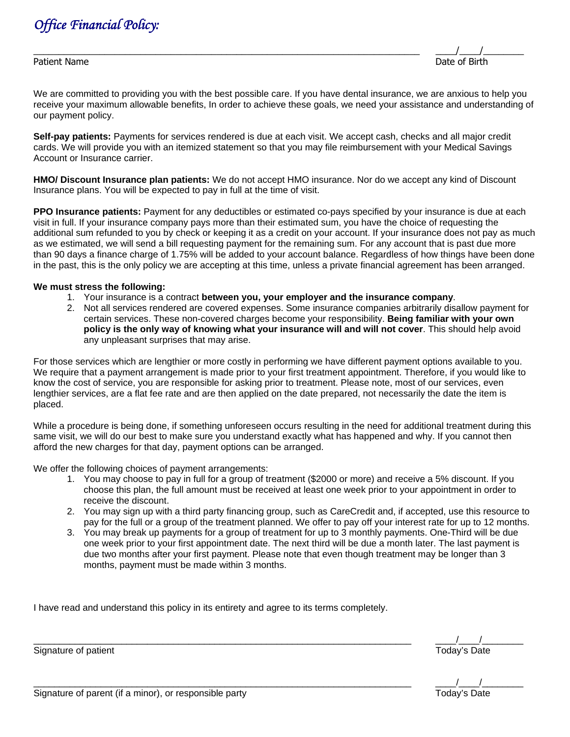# *Office Financial Policy:*

_______________________________________________________________________ ____/____/________

Patient Name Date of Birth

We are committed to providing you with the best possible care. If you have dental insurance, we are anxious to help you receive your maximum allowable benefits, In order to achieve these goals, we need your assistance and understanding of our payment policy.

**Self-pay patients:** Payments for services rendered is due at each visit. We accept cash, checks and all major credit cards. We will provide you with an itemized statement so that you may file reimbursement with your Medical Savings Account or Insurance carrier.

**HMO/ Discount Insurance plan patients:** We do not accept HMO insurance. Nor do we accept any kind of Discount Insurance plans. You will be expected to pay in full at the time of visit.

**PPO Insurance patients:** Payment for any deductibles or estimated co-pays specified by your insurance is due at each visit in full. If your insurance company pays more than their estimated sum, you have the choice of requesting the additional sum refunded to you by check or keeping it as a credit on your account. If your insurance does not pay as much as we estimated, we will send a bill requesting payment for the remaining sum. For any account that is past due more than 90 days a finance charge of 1.75% will be added to your account balance. Regardless of how things have been done in the past, this is the only policy we are accepting at this time, unless a private financial agreement has been arranged.

**We must stress the following:**

1. Your insurance is a contract **between you, your employer and the insurance company**.
2. Not all services rendered are covered expenses. Some insurance companies arbitrarily disallow payment for certain services. These non-covered charges become your responsibility. **Being familiar with your own policy is the only way of knowing what your insurance will and will not cover**. This should help avoid any unpleasant surprises that may arise.

For those services which are lengthier or more costly in performing we have different payment options available to you. We require that a payment arrangement is made prior to your first treatment appointment. Therefore, if you would like to know the cost of service, you are responsible for asking prior to treatment. Please note, most of our services, even lengthier services, are a flat fee rate and are then applied on the date prepared, not necessarily the date the item is placed.

While a procedure is being done, if something unforeseen occurs resulting in the need for additional treatment during this same visit, we will do our best to make sure you understand exactly what has happened and why. If you cannot then afford the new charges for that day, payment options can be arranged.

We offer the following choices of payment arrangements:

1. You may choose to pay in full for a group of treatment ($2000 or more) and receive a 5% discount. If you choose this plan, the full amount must be received at least one week prior to your appointment in order to receive the discount.
2. You may sign up with a third party financing group, such as CareCredit and, if accepted, use this resource to pay for the full or a group of the treatment planned. We offer to pay off your interest rate for up to 12 months.
3. You may break up payments for a group of treatment for up to 3 monthly payments. One-Third will be due one week prior to your first appointment date. The next third will be due a month later. The last payment is due two months after your first payment. Please note that even though treatment may be longer than 3 months, payment must be made within 3 months.

I have read and understand this policy in its entirety and agree to its terms completely.

_______________________________________________________________________ ____/____/________

Signature of patient Today's Date

_______________________________________________________________________ ____/____/________

Signature of parent (if a minor), or responsible party Today's Date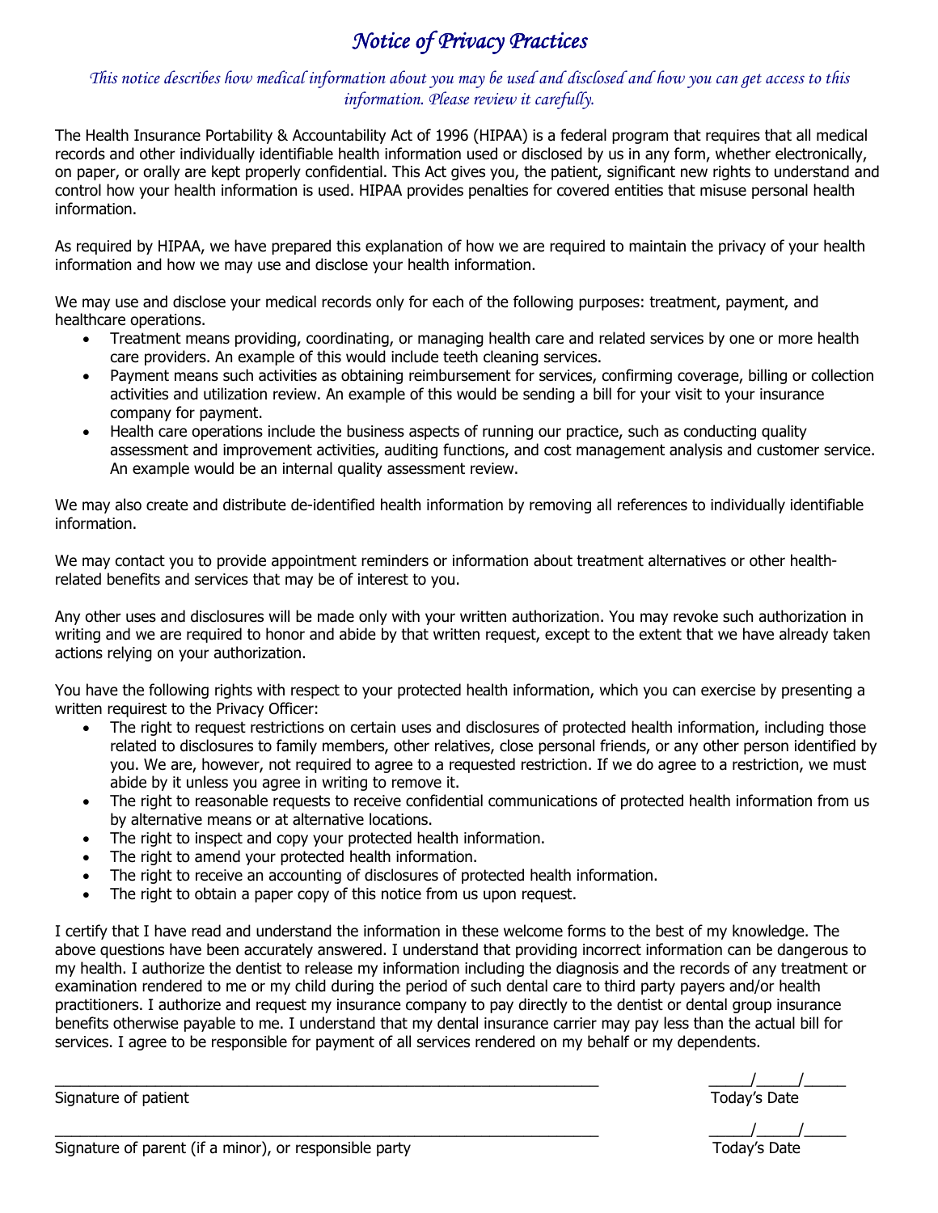# *Notice of Privacy Practices*

*This notice describes how medical information about you may be used and disclosed and how you can get access to this information. Please review it carefully.*

The Health Insurance Portability & Accountability Act of 1996 (HIPAA) is a federal program that requires that all medical records and other individually identifiable health information used or disclosed by us in any form, whether electronically, on paper, or orally are kept properly confidential. This Act gives you, the patient, significant new rights to understand and control how your health information is used. HIPAA provides penalties for covered entities that misuse personal health information.

As required by HIPAA, we have prepared this explanation of how we are required to maintain the privacy of your health information and how we may use and disclose your health information.

We may use and disclose your medical records only for each of the following purposes: treatment, payment, and healthcare operations.

- Treatment means providing, coordinating, or managing health care and related services by one or more health care providers. An example of this would include teeth cleaning services.
- Payment means such activities as obtaining reimbursement for services, confirming coverage, billing or collection activities and utilization review. An example of this would be sending a bill for your visit to your insurance company for payment.
- Health care operations include the business aspects of running our practice, such as conducting quality assessment and improvement activities, auditing functions, and cost management analysis and customer service. An example would be an internal quality assessment review.

We may also create and distribute de-identified health information by removing all references to individually identifiable information.

We may contact you to provide appointment reminders or information about treatment alternatives or other health-related benefits and services that may be of interest to you.

Any other uses and disclosures will be made only with your written authorization. You may revoke such authorization in writing and we are required to honor and abide by that written request, except to the extent that we have already taken actions relying on your authorization.

You have the following rights with respect to your protected health information, which you can exercise by presenting a written requirest to the Privacy Officer:

- The right to request restrictions on certain uses and disclosures of protected health information, including those related to disclosures to family members, other relatives, close personal friends, or any other person identified by you. We are, however, not required to agree to a requested restriction. If we do agree to a restriction, we must abide by it unless you agree in writing to remove it.
- The right to reasonable requests to receive confidential communications of protected health information from us by alternative means or at alternative locations.
- The right to inspect and copy your protected health information.
- The right to amend your protected health information.
- The right to receive an accounting of disclosures of protected health information.
- The right to obtain a paper copy of this notice from us upon request.

I certify that I have read and understand the information in these welcome forms to the best of my knowledge. The above questions have been accurately answered. I understand that providing incorrect information can be dangerous to my health. I authorize the dentist to release my information including the diagnosis and the records of any treatment or examination rendered to me or my child during the period of such dental care to third party payers and/or health practitioners. I authorize and request my insurance company to pay directly to the dentist or dental group insurance benefits otherwise payable to me. I understand that my dental insurance carrier may pay less than the actual bill for services. I agree to be responsible for payment of all services rendered on my behalf or my dependents.

\_\_\_\_\_\_\_\_\_\_\_\_\_\_\_\_\_\_\_\_\_\_\_\_\_\_\_\_\_\_\_\_\_\_\_\_\_\_\_\_\_\_\_\_\_\_\_\_\_\_\_\_\_\_\_\_\_\_\_\_ \_\_\_\_\_/\_\_\_\_\_/\_\_\_\_\_

Signature of patient Today's Date

\_\_\_\_\_\_\_\_\_\_\_\_\_\_\_\_\_\_\_\_\_\_\_\_\_\_\_\_\_\_\_\_\_\_\_\_\_\_\_\_\_\_\_\_\_\_\_\_\_\_\_\_\_\_\_\_\_\_\_\_ \_\_\_\_\_/\_\_\_\_\_/\_\_\_\_\_

Signature of parent (if a minor), or responsible party Today's Date